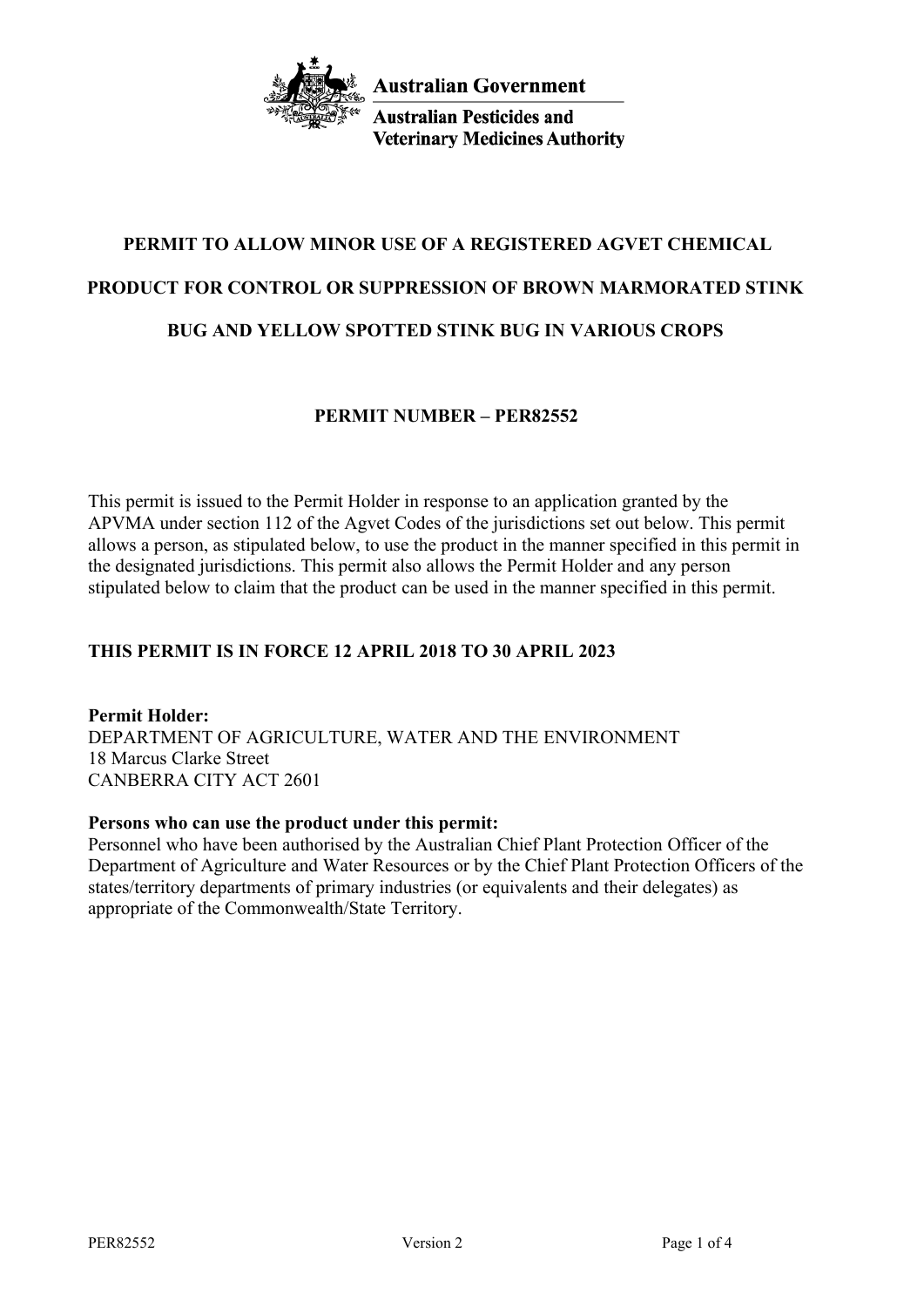Australian Government

Australian Pesticides and Veterinary Medicines Authority

# PERMIT TO ALLOW MINOR USE OF A REGISTERED AGVET CHEMICAL PRODUCT FOR CONTROL OR SUPPRESSION OF BROWN MARMORATED STINK BUG AND YELLOW SPOTTED STINK BUG IN VARIOUS CROPS

## PERMIT NUMBER – PER82552

This permit is issued to the Permit Holder in response to an application granted by the APVMA under section 112 of the Agvet Codes of the jurisdictions set out below. This permit allows a person, as stipulated below, to use the product in the manner specified in this permit in the designated jurisdictions. This permit also allows the Permit Holder and any person stipulated below to claim that the product can be used in the manner specified in this permit.

**THIS PERMIT IS IN FORCE 12 APRIL 2018 TO 30 APRIL 2023**

**Permit Holder:**
DEPARTMENT OF AGRICULTURE, WATER AND THE ENVIRONMENT
18 Marcus Clarke Street
CANBERRA CITY ACT 2601

**Persons who can use the product under this permit:**
Personnel who have been authorised by the Australian Chief Plant Protection Officer of the Department of Agriculture and Water Resources or by the Chief Plant Protection Officers of the states/territory departments of primary industries (or equivalents and their delegates) as appropriate of the Commonwealth/State Territory.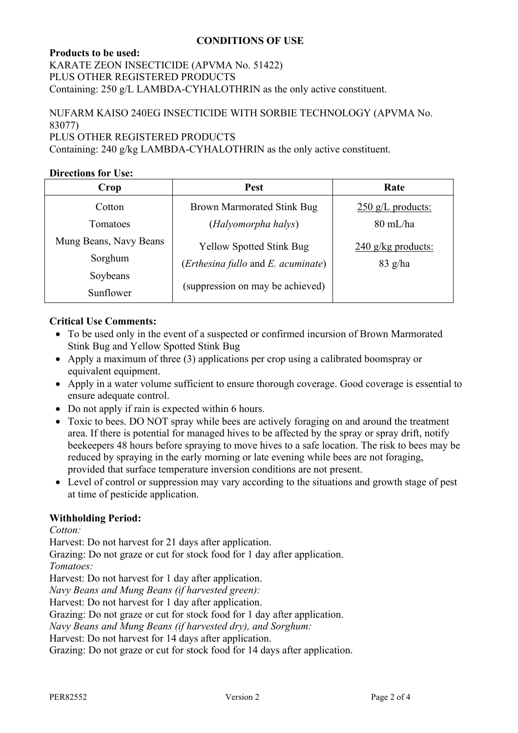## CONDITIONS OF USE

**Products to be used:**
KARATE ZEON INSECTICIDE (APVMA No. 51422)
PLUS OTHER REGISTERED PRODUCTS
Containing: 250 g/L LAMBDA-CYHALOTHRIN as the only active constituent.

NUFARM KAISO 240EG INSECTICIDE WITH SORBIE TECHNOLOGY (APVMA No. 83077)
PLUS OTHER REGISTERED PRODUCTS
Containing: 240 g/kg LAMBDA-CYHALOTHRIN as the only active constituent.

**Directions for Use:**

| Crop | Pest | Rate |
|---|---|---|
| Cotton<br>Tomatoes<br>Mung Beans, Navy Beans<br>Sorghum<br>Soybeans<br>Sunflower | Brown Marmorated Stink Bug<br>(*Halyomorpha halys*)<br>Yellow Spotted Stink Bug<br>(*Erthesina fullo* and *E. acuminate*)<br>(suppression on may be achieved) | 250 g/L products:<br>80 mL/ha<br>240 g/kg products:<br>83 g/ha |

**Critical Use Comments:**

- To be used only in the event of a suspected or confirmed incursion of Brown Marmorated Stink Bug and Yellow Spotted Stink Bug
- Apply a maximum of three (3) applications per crop using a calibrated boomspray or equivalent equipment.
- Apply in a water volume sufficient to ensure thorough coverage. Good coverage is essential to ensure adequate control.
- Do not apply if rain is expected within 6 hours.
- Toxic to bees. DO NOT spray while bees are actively foraging on and around the treatment area. If there is potential for managed hives to be affected by the spray or spray drift, notify beekeepers 48 hours before spraying to move hives to a safe location. The risk to bees may be reduced by spraying in the early morning or late evening while bees are not foraging, provided that surface temperature inversion conditions are not present.
- Level of control or suppression may vary according to the situations and growth stage of pest at time of pesticide application.

**Withholding Period:**

*Cotton:*
Harvest: Do not harvest for 21 days after application.
Grazing: Do not graze or cut for stock food for 1 day after application.

*Tomatoes:*
Harvest: Do not harvest for 1 day after application.

*Navy Beans and Mung Beans (if harvested green):*
Harvest: Do not harvest for 1 day after application.
Grazing: Do not graze or cut for stock food for 1 day after application.

*Navy Beans and Mung Beans (if harvested dry), and Sorghum:*
Harvest: Do not harvest for 14 days after application.
Grazing: Do not graze or cut for stock food for 14 days after application.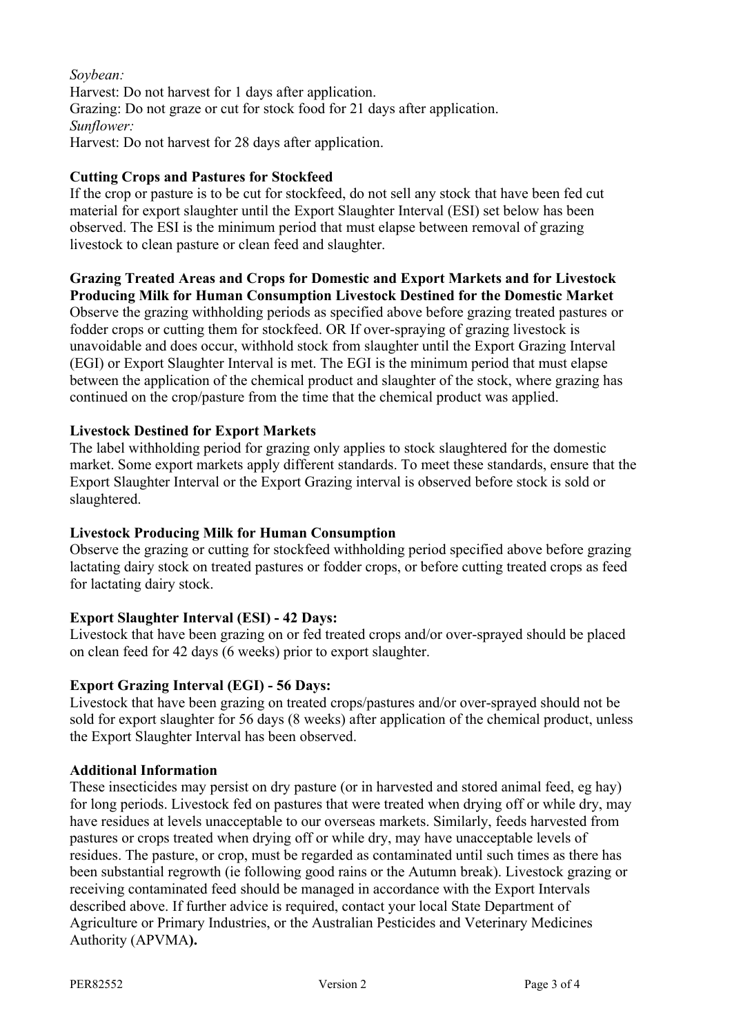*Soybean:*  
Harvest: Do not harvest for 1 days after application.  
Grazing: Do not graze or cut for stock food for 21 days after application.  
*Sunflower:*  
Harvest: Do not harvest for 28 days after application.

**Cutting Crops and Pastures for Stockfeed**  
If the crop or pasture is to be cut for stockfeed, do not sell any stock that have been fed cut material for export slaughter until the Export Slaughter Interval (ESI) set below has been observed. The ESI is the minimum period that must elapse between removal of grazing livestock to clean pasture or clean feed and slaughter.

**Grazing Treated Areas and Crops for Domestic and Export Markets and for Livestock Producing Milk for Human Consumption Livestock Destined for the Domestic Market**  
Observe the grazing withholding periods as specified above before grazing treated pastures or fodder crops or cutting them for stockfeed. OR If over-spraying of grazing livestock is unavoidable and does occur, withhold stock from slaughter until the Export Grazing Interval (EGI) or Export Slaughter Interval is met. The EGI is the minimum period that must elapse between the application of the chemical product and slaughter of the stock, where grazing has continued on the crop/pasture from the time that the chemical product was applied.

**Livestock Destined for Export Markets**  
The label withholding period for grazing only applies to stock slaughtered for the domestic market. Some export markets apply different standards. To meet these standards, ensure that the Export Slaughter Interval or the Export Grazing interval is observed before stock is sold or slaughtered.

**Livestock Producing Milk for Human Consumption**  
Observe the grazing or cutting for stockfeed withholding period specified above before grazing lactating dairy stock on treated pastures or fodder crops, or before cutting treated crops as feed for lactating dairy stock.

**Export Slaughter Interval (ESI) - 42 Days:**  
Livestock that have been grazing on or fed treated crops and/or over-sprayed should be placed on clean feed for 42 days (6 weeks) prior to export slaughter.

**Export Grazing Interval (EGI) - 56 Days:**  
Livestock that have been grazing on treated crops/pastures and/or over-sprayed should not be sold for export slaughter for 56 days (8 weeks) after application of the chemical product, unless the Export Slaughter Interval has been observed.

**Additional Information**  
These insecticides may persist on dry pasture (or in harvested and stored animal feed, eg hay) for long periods. Livestock fed on pastures that were treated when drying off or while dry, may have residues at levels unacceptable to our overseas markets. Similarly, feeds harvested from pastures or crops treated when drying off or while dry, may have unacceptable levels of residues. The pasture, or crop, must be regarded as contaminated until such times as there has been substantial regrowth (ie following good rains or the Autumn break). Livestock grazing or receiving contaminated feed should be managed in accordance with the Export Intervals described above. If further advice is required, contact your local State Department of Agriculture or Primary Industries, or the Australian Pesticides and Veterinary Medicines Authority (APVMA**).**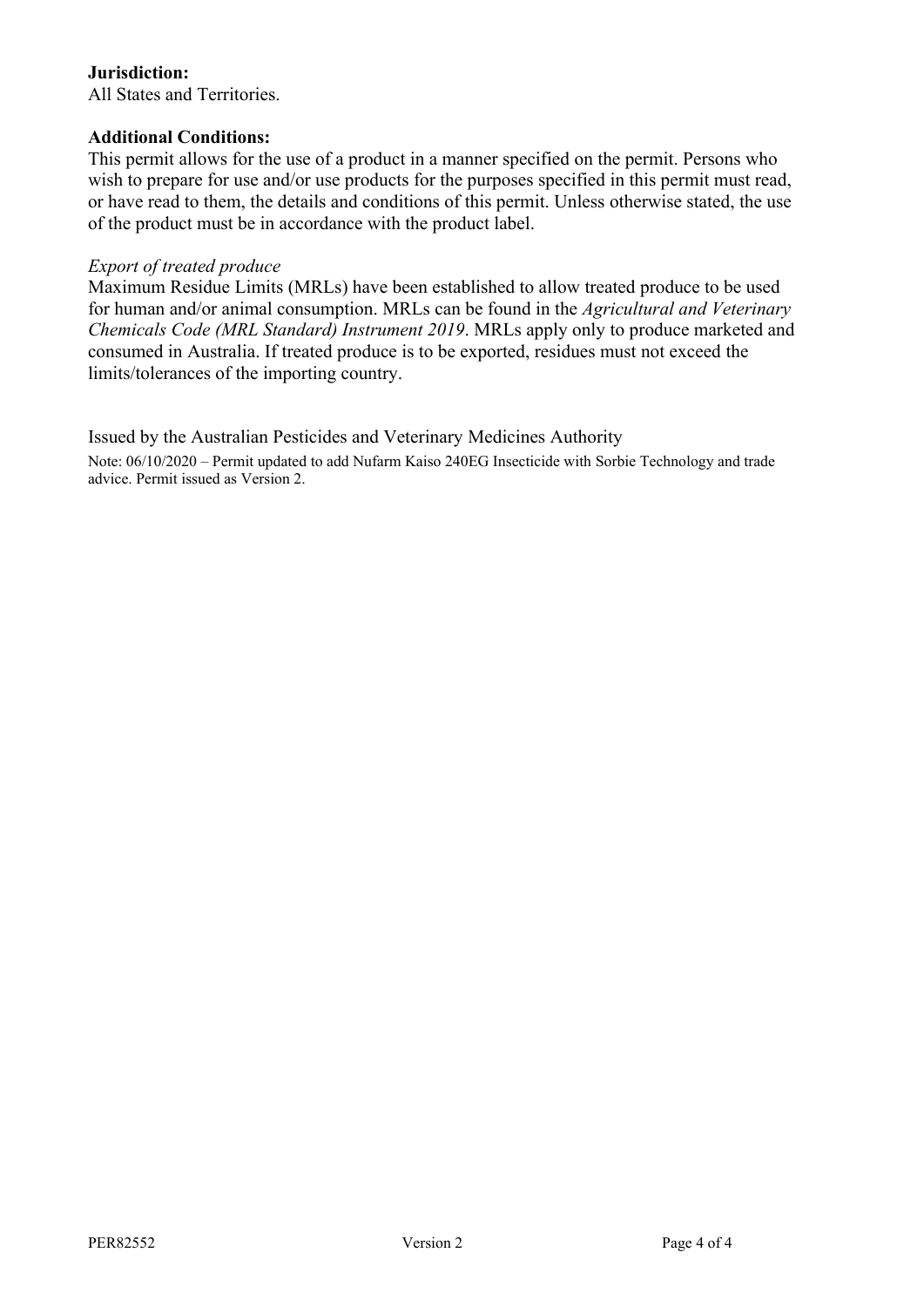**Jurisdiction:**
All States and Territories.

**Additional Conditions:**
This permit allows for the use of a product in a manner specified on the permit. Persons who wish to prepare for use and/or use products for the purposes specified in this permit must read, or have read to them, the details and conditions of this permit. Unless otherwise stated, the use of the product must be in accordance with the product label.

*Export of treated produce*
Maximum Residue Limits (MRLs) have been established to allow treated produce to be used for human and/or animal consumption. MRLs can be found in the *Agricultural and Veterinary Chemicals Code (MRL Standard) Instrument 2019*. MRLs apply only to produce marketed and consumed in Australia. If treated produce is to be exported, residues must not exceed the limits/tolerances of the importing country.

Issued by the Australian Pesticides and Veterinary Medicines Authority

Note: 06/10/2020 – Permit updated to add Nufarm Kaiso 240EG Insecticide with Sorbie Technology and trade advice. Permit issued as Version 2.